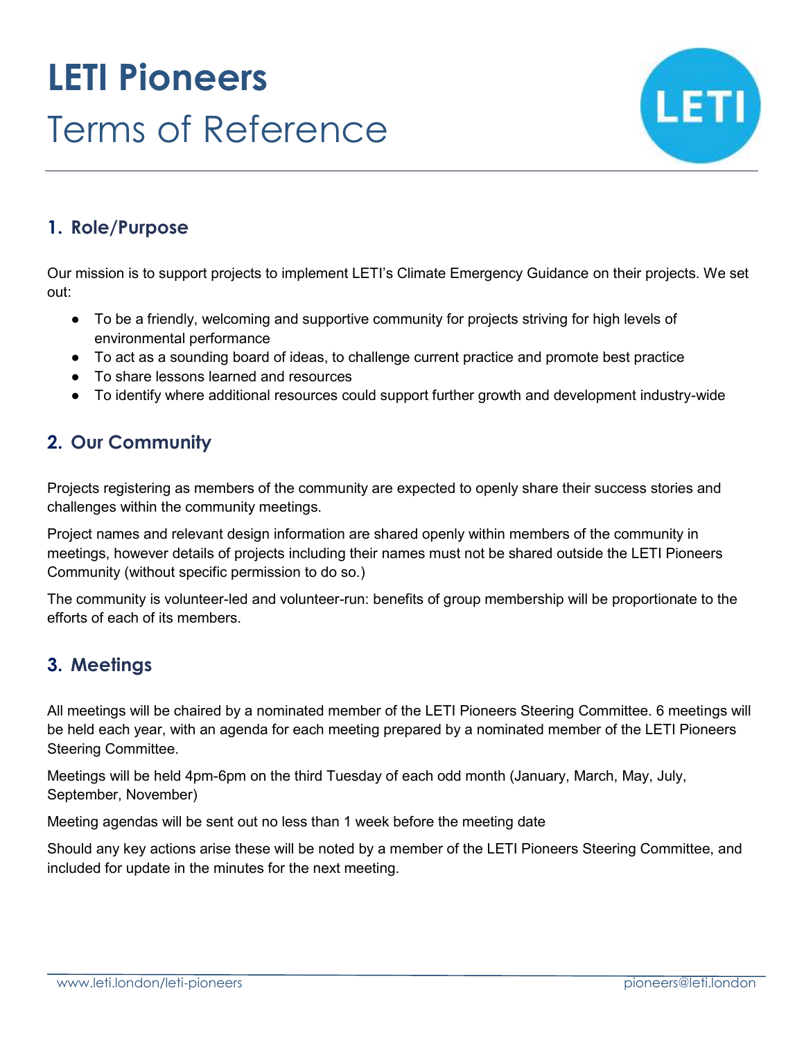# LETI Pioneers

Terms of Reference

## 1. Role/Purpose

Our mission is to support projects to implement LETI's Climate Emergency Guidance on their projects. We set out:

- To be a friendly, welcoming and supportive community for projects striving for high levels of environmental performance
- To act as a sounding board of ideas, to challenge current practice and promote best practice
- To share lessons learned and resources
- To identify where additional resources could support further growth and development industry-wide

## 2. Our Community

Projects registering as members of the community are expected to openly share their success stories and challenges within the community meetings.

Project names and relevant design information are shared openly within members of the community in meetings, however details of projects including their names must not be shared outside the LETI Pioneers Community (without specific permission to do so.)

The community is volunteer-led and volunteer-run: benefits of group membership will be proportionate to the efforts of each of its members.

## 3. Meetings

All meetings will be chaired by a nominated member of the LETI Pioneers Steering Committee. 6 meetings will be held each year, with an agenda for each meeting prepared by a nominated member of the LETI Pioneers Steering Committee.

Meetings will be held 4pm-6pm on the third Tuesday of each odd month (January, March, May, July, September, November)

Meeting agendas will be sent out no less than 1 week before the meeting date

Should any key actions arise these will be noted by a member of the LETI Pioneers Steering Committee, and included for update in the minutes for the next meeting.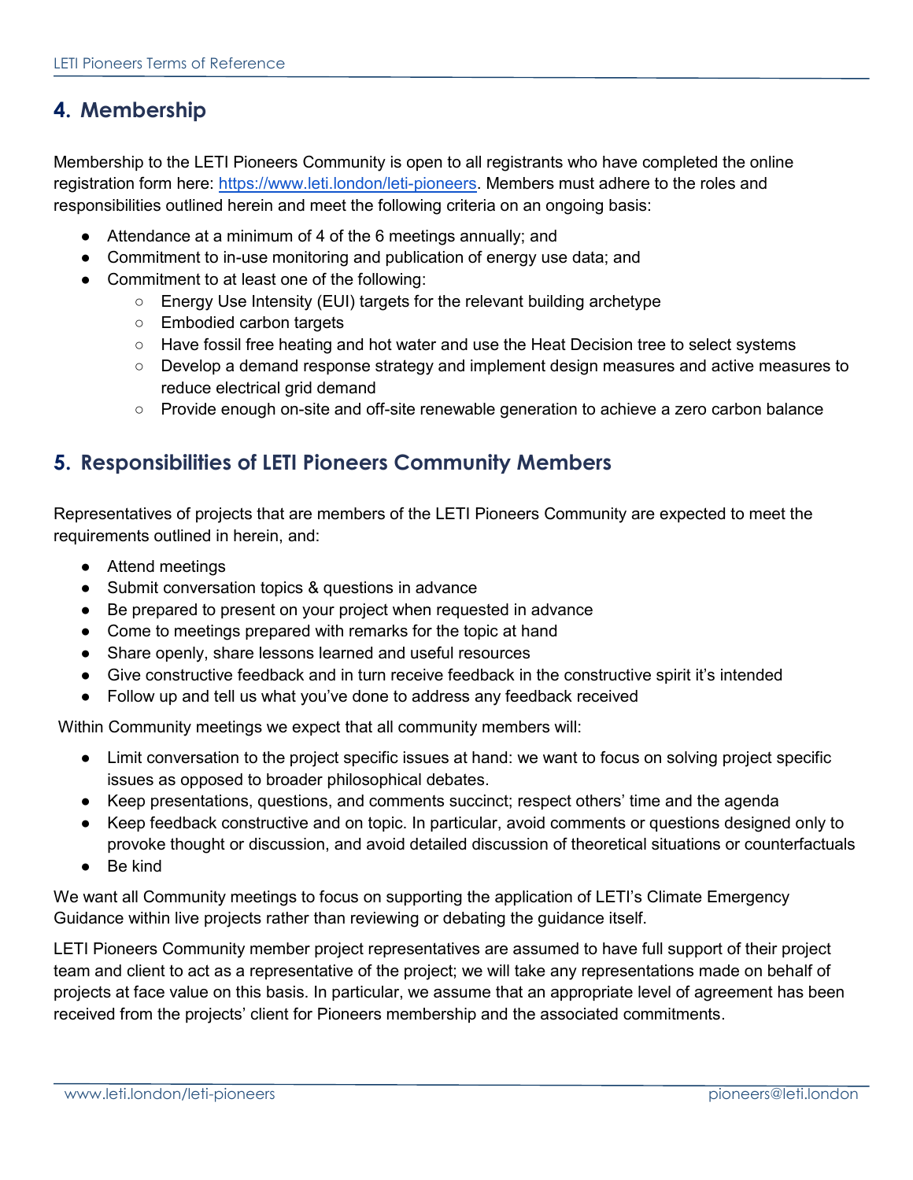## 4. Membership

Membership to the LETI Pioneers Community is open to all registrants who have completed the online registration form here: [https://www.leti.london/leti-pioneers](https://www.leti.london/leti-pioneers). Members must adhere to the roles and responsibilities outlined herein and meet the following criteria on an ongoing basis:

- Attendance at a minimum of 4 of the 6 meetings annually; and
- Commitment to in-use monitoring and publication of energy use data; and
- Commitment to at least one of the following:
    - Energy Use Intensity (EUI) targets for the relevant building archetype
    - Embodied carbon targets
    - Have fossil free heating and hot water and use the Heat Decision tree to select systems
    - Develop a demand response strategy and implement design measures and active measures to reduce electrical grid demand
    - Provide enough on-site and off-site renewable generation to achieve a zero carbon balance

## 5. Responsibilities of LETI Pioneers Community Members

Representatives of projects that are members of the LETI Pioneers Community are expected to meet the requirements outlined in herein, and:

- Attend meetings
- Submit conversation topics & questions in advance
- Be prepared to present on your project when requested in advance
- Come to meetings prepared with remarks for the topic at hand
- Share openly, share lessons learned and useful resources
- Give constructive feedback and in turn receive feedback in the constructive spirit it's intended
- Follow up and tell us what you've done to address any feedback received

Within Community meetings we expect that all community members will:

- Limit conversation to the project specific issues at hand: we want to focus on solving project specific issues as opposed to broader philosophical debates.
- Keep presentations, questions, and comments succinct; respect others' time and the agenda
- Keep feedback constructive and on topic. In particular, avoid comments or questions designed only to provoke thought or discussion, and avoid detailed discussion of theoretical situations or counterfactuals
- Be kind

We want all Community meetings to focus on supporting the application of LETI's Climate Emergency Guidance within live projects rather than reviewing or debating the guidance itself.

LETI Pioneers Community member project representatives are assumed to have full support of their project team and client to act as a representative of the project; we will take any representations made on behalf of projects at face value on this basis. In particular, we assume that an appropriate level of agreement has been received from the projects' client for Pioneers membership and the associated commitments.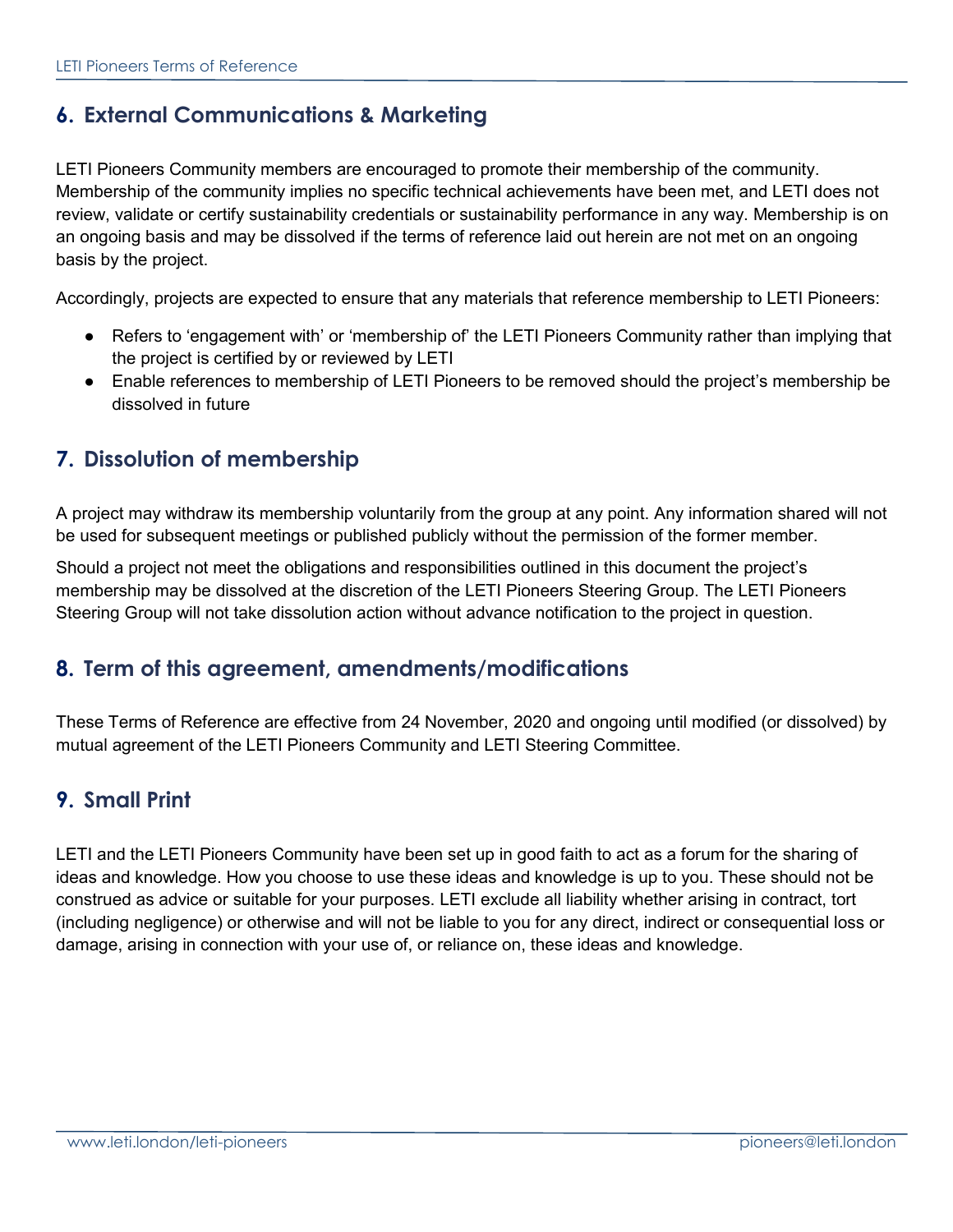## 6. External Communications & Marketing

LETI Pioneers Community members are encouraged to promote their membership of the community. Membership of the community implies no specific technical achievements have been met, and LETI does not review, validate or certify sustainability credentials or sustainability performance in any way. Membership is on an ongoing basis and may be dissolved if the terms of reference laid out herein are not met on an ongoing basis by the project.

Accordingly, projects are expected to ensure that any materials that reference membership to LETI Pioneers:

- Refers to 'engagement with' or 'membership of' the LETI Pioneers Community rather than implying that the project is certified by or reviewed by LETI
- Enable references to membership of LETI Pioneers to be removed should the project's membership be dissolved in future

## 7. Dissolution of membership

A project may withdraw its membership voluntarily from the group at any point. Any information shared will not be used for subsequent meetings or published publicly without the permission of the former member.

Should a project not meet the obligations and responsibilities outlined in this document the project's membership may be dissolved at the discretion of the LETI Pioneers Steering Group. The LETI Pioneers Steering Group will not take dissolution action without advance notification to the project in question.

## 8. Term of this agreement, amendments/modifications

These Terms of Reference are effective from 24 November, 2020 and ongoing until modified (or dissolved) by mutual agreement of the LETI Pioneers Community and LETI Steering Committee.

## 9. Small Print

LETI and the LETI Pioneers Community have been set up in good faith to act as a forum for the sharing of ideas and knowledge. How you choose to use these ideas and knowledge is up to you. These should not be construed as advice or suitable for your purposes. LETI exclude all liability whether arising in contract, tort (including negligence) or otherwise and will not be liable to you for any direct, indirect or consequential loss or damage, arising in connection with your use of, or reliance on, these ideas and knowledge.